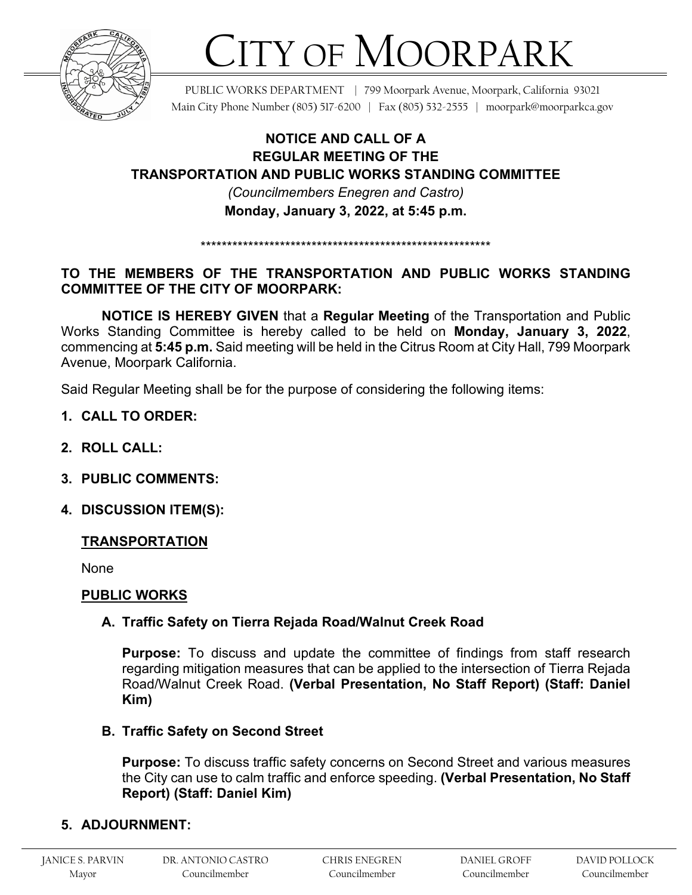# CITY OF MOORPARK

PUBLIC WORKS DEPARTMENT | 799 Moorpark Avenue, Moorpark, California 93021
Main City Phone Number (805) 517-6200 | Fax (805) 532-2555 | moorpark@moorparkca.gov

**NOTICE AND CALL OF A**
**REGULAR MEETING OF THE**
**TRANSPORTATION AND PUBLIC WORKS STANDING COMMITTEE**
*(Councilmembers Enegren and Castro)*
**Monday, January 3, 2022, at 5:45 p.m.**

*********************************************************

**TO THE MEMBERS OF THE TRANSPORTATION AND PUBLIC WORKS STANDING COMMITTEE OF THE CITY OF MOORPARK:**

**NOTICE IS HEREBY GIVEN** that a **Regular Meeting** of the Transportation and Public Works Standing Committee is hereby called to be held on **Monday, January 3, 2022**, commencing at **5:45 p.m.** Said meeting will be held in the Citrus Room at City Hall, 799 Moorpark Avenue, Moorpark California.

Said Regular Meeting shall be for the purpose of considering the following items:

1. **CALL TO ORDER:**
2. **ROLL CALL:**
3. **PUBLIC COMMENTS:**
4. **DISCUSSION ITEM(S):**

   **TRANSPORTATION**

   None

   **PUBLIC WORKS**

   **A. Traffic Safety on Tierra Rejada Road/Walnut Creek Road**

   **Purpose:** To discuss and update the committee of findings from staff research regarding mitigation measures that can be applied to the intersection of Tierra Rejada Road/Walnut Creek Road. **(Verbal Presentation, No Staff Report) (Staff: Daniel Kim)**

   **B. Traffic Safety on Second Street**

   **Purpose:** To discuss traffic safety concerns on Second Street and various measures the City can use to calm traffic and enforce speeding. **(Verbal Presentation, No Staff Report) (Staff: Daniel Kim)**

5. **ADJOURNMENT:**

JANICE S. PARVIN, Mayor | DR. ANTONIO CASTRO, Councilmember | CHRIS ENEGREN, Councilmember | DANIEL GROFF, Councilmember | DAVID POLLOCK, Councilmember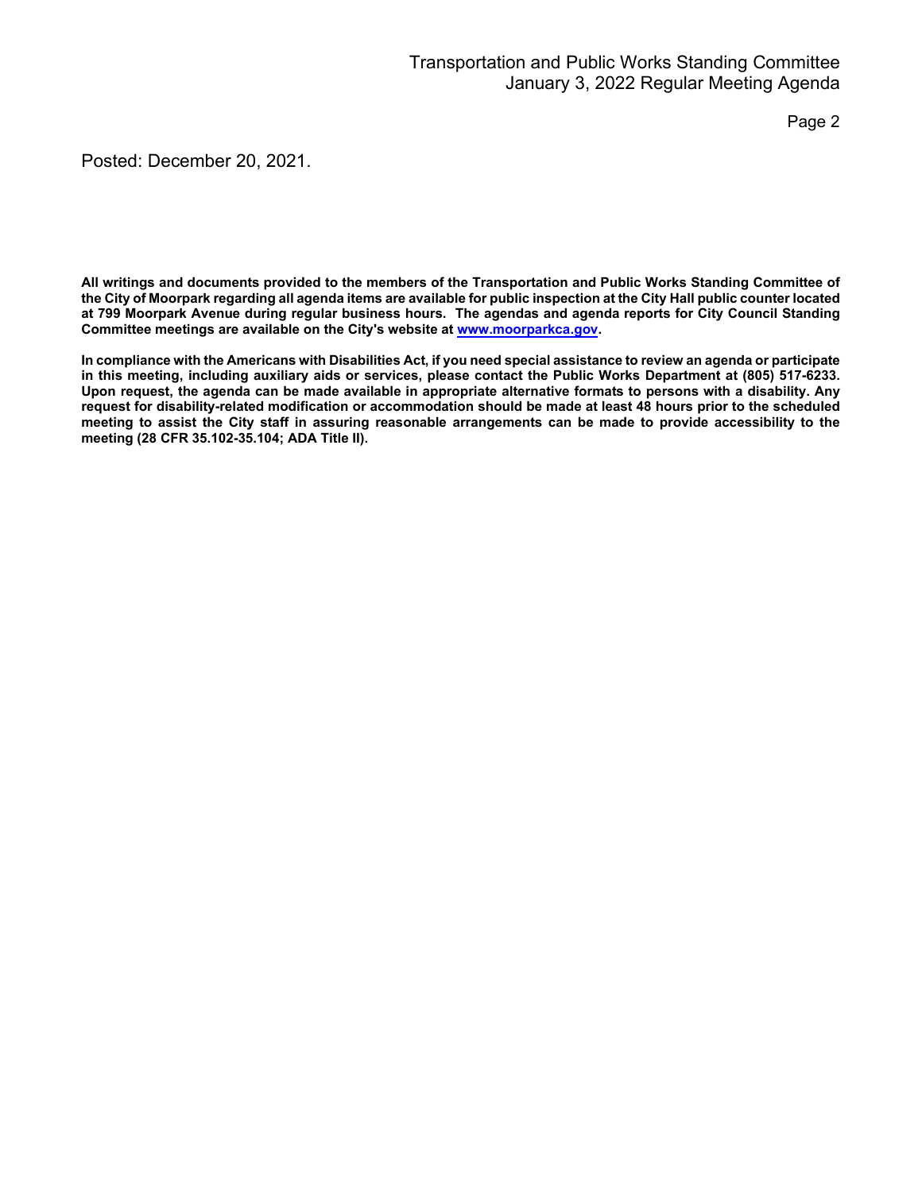Posted: December 20, 2021.

**All writings and documents provided to the members of the Transportation and Public Works Standing Committee of the City of Moorpark regarding all agenda items are available for public inspection at the City Hall public counter located at 799 Moorpark Avenue during regular business hours. The agendas and agenda reports for City Council Standing Committee meetings are available on the City's website at [www.moorparkca.gov](http://www.moorparkca.gov).**

**In compliance with the Americans with Disabilities Act, if you need special assistance to review an agenda or participate in this meeting, including auxiliary aids or services, please contact the Public Works Department at (805) 517-6233. Upon request, the agenda can be made available in appropriate alternative formats to persons with a disability. Any request for disability-related modification or accommodation should be made at least 48 hours prior to the scheduled meeting to assist the City staff in assuring reasonable arrangements can be made to provide accessibility to the meeting (28 CFR 35.102-35.104; ADA Title II).**